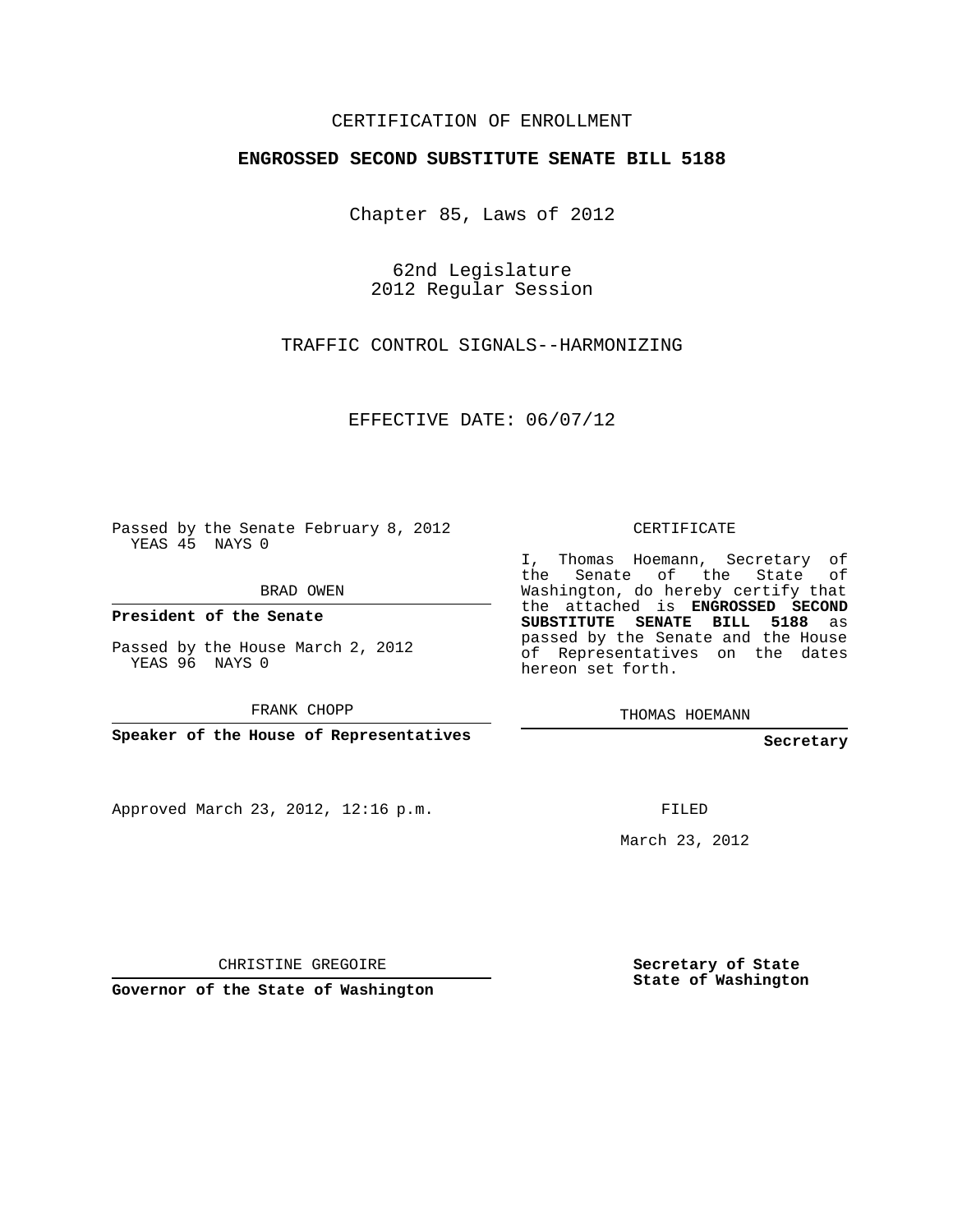CERTIFICATION OF ENROLLMENT

**ENGROSSED SECOND SUBSTITUTE SENATE BILL 5188**

Chapter 85, Laws of 2012

62nd Legislature
2012 Regular Session

TRAFFIC CONTROL SIGNALS--HARMONIZING

EFFECTIVE DATE: 06/07/12

Passed by the Senate February 8, 2012
YEAS 45 NAYS 0

BRAD OWEN

**President of the Senate**

Passed by the House March 2, 2012
YEAS 96 NAYS 0

FRANK CHOPP

**Speaker of the House of Representatives**

CERTIFICATE

I, Thomas Hoemann, Secretary of the Senate of the State of Washington, do hereby certify that the attached is **ENGROSSED SECOND SUBSTITUTE SENATE BILL 5188** as passed by the Senate and the House of Representatives on the dates hereon set forth.

THOMAS HOEMANN

**Secretary**

Approved March 23, 2012, 12:16 p.m.

FILED

March 23, 2012

CHRISTINE GREGOIRE

**Governor of the State of Washington**

**Secretary of State**
**State of Washington**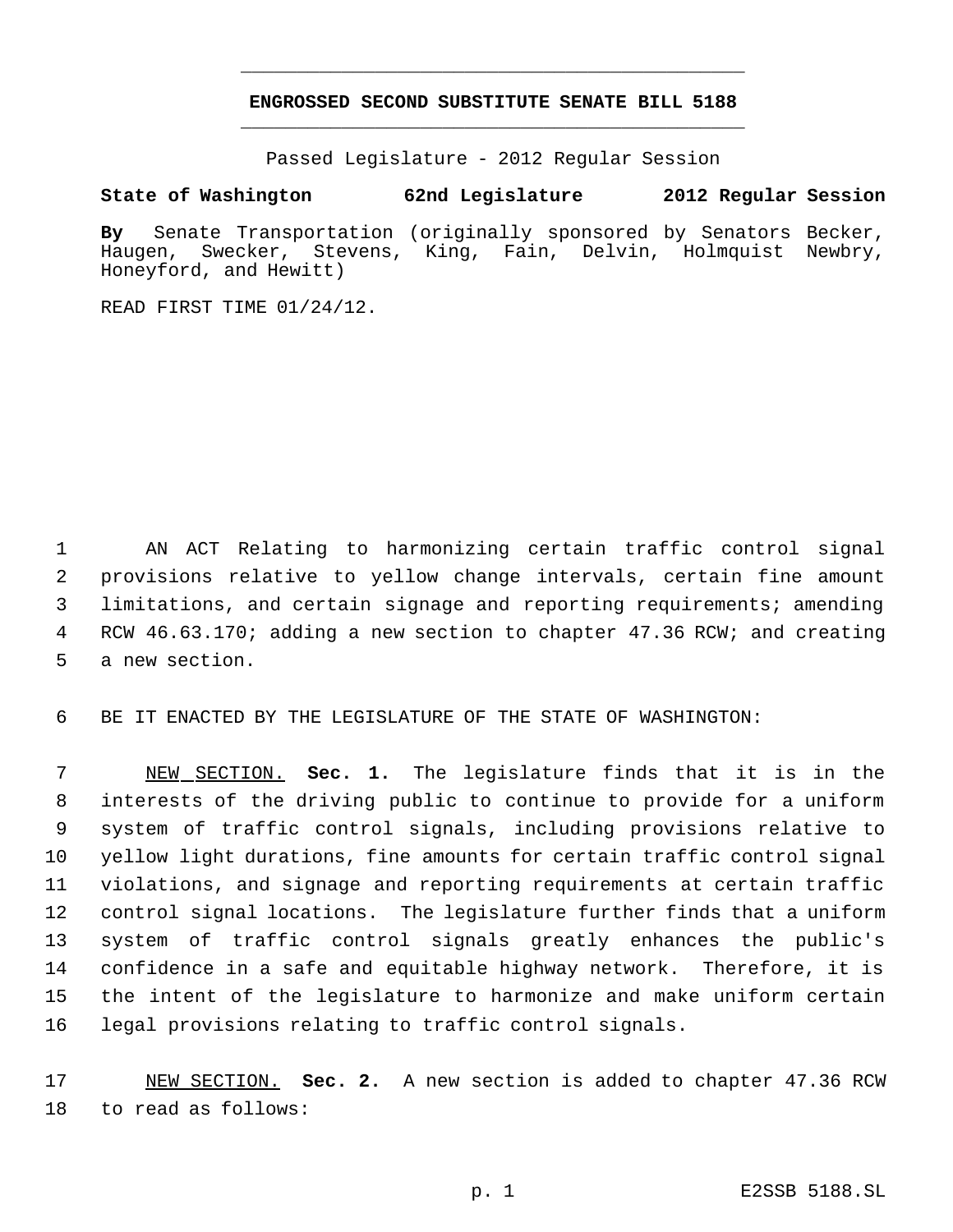# ENGROSSED SECOND SUBSTITUTE SENATE BILL 5188

Passed Legislature - 2012 Regular Session

**State of Washington 62nd Legislature 2012 Regular Session**

**By** Senate Transportation (originally sponsored by Senators Becker, Haugen, Swecker, Stevens, King, Fain, Delvin, Holmquist Newbry, Honeyford, and Hewitt)

READ FIRST TIME 01/24/12.

AN ACT Relating to harmonizing certain traffic control signal provisions relative to yellow change intervals, certain fine amount limitations, and certain signage and reporting requirements; amending RCW 46.63.170; adding a new section to chapter 47.36 RCW; and creating a new section.

BE IT ENACTED BY THE LEGISLATURE OF THE STATE OF WASHINGTON:

NEW SECTION. **Sec. 1.** The legislature finds that it is in the interests of the driving public to continue to provide for a uniform system of traffic control signals, including provisions relative to yellow light durations, fine amounts for certain traffic control signal violations, and signage and reporting requirements at certain traffic control signal locations. The legislature further finds that a uniform system of traffic control signals greatly enhances the public's confidence in a safe and equitable highway network. Therefore, it is the intent of the legislature to harmonize and make uniform certain legal provisions relating to traffic control signals.

NEW SECTION. **Sec. 2.** A new section is added to chapter 47.36 RCW to read as follows: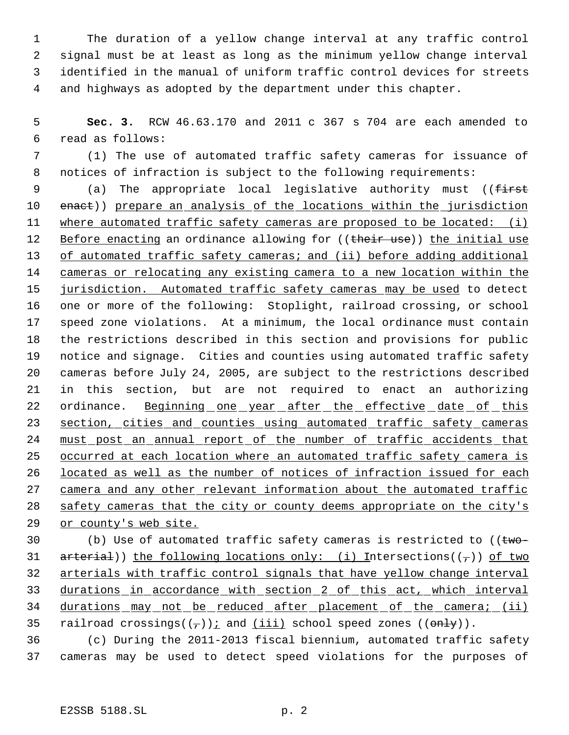The duration of a yellow change interval at any traffic control signal must be at least as long as the minimum yellow change interval identified in the manual of uniform traffic control devices for streets and highways as adopted by the department under this chapter.

**Sec. 3.** RCW 46.63.170 and 2011 c 367 s 704 are each amended to read as follows:

(1) The use of automated traffic safety cameras for issuance of notices of infraction is subject to the following requirements:

(a) The appropriate local legislative authority must ((~~first enact~~)) <u>prepare an analysis of the locations within the jurisdiction where automated traffic safety cameras are proposed to be located: (i) Before enacting</u> an ordinance allowing for ((~~their use~~)) <u>the initial use of automated traffic safety cameras; and (ii) before adding additional cameras or relocating any existing camera to a new location within the jurisdiction. Automated traffic safety cameras may be used</u> to detect one or more of the following: Stoplight, railroad crossing, or school speed zone violations. At a minimum, the local ordinance must contain the restrictions described in this section and provisions for public notice and signage. Cities and counties using automated traffic safety cameras before July 24, 2005, are subject to the restrictions described in this section, but are not required to enact an authorizing ordinance. <u>Beginning one year after the effective date of this section, cities and counties using automated traffic safety cameras must post an annual report of the number of traffic accidents that occurred at each location where an automated traffic safety camera is located as well as the number of notices of infraction issued for each camera and any other relevant information about the automated traffic safety cameras that the city or county deems appropriate on the city's or county's web site.</u>

(b) Use of automated traffic safety cameras is restricted to ((~~two-arterial~~)) <u>the following locations only: (i) I</u>ntersections((~~,~~)) <u>of two arterials with traffic control signals that have yellow change interval durations in accordance with section 2 of this act, which interval durations may not be reduced after placement of the camera; (ii)</u> railroad crossings((~~,~~))<u>;</u> and <u>(iii)</u> school speed zones ((~~only~~)).

(c) During the 2011-2013 fiscal biennium, automated traffic safety cameras may be used to detect speed violations for the purposes of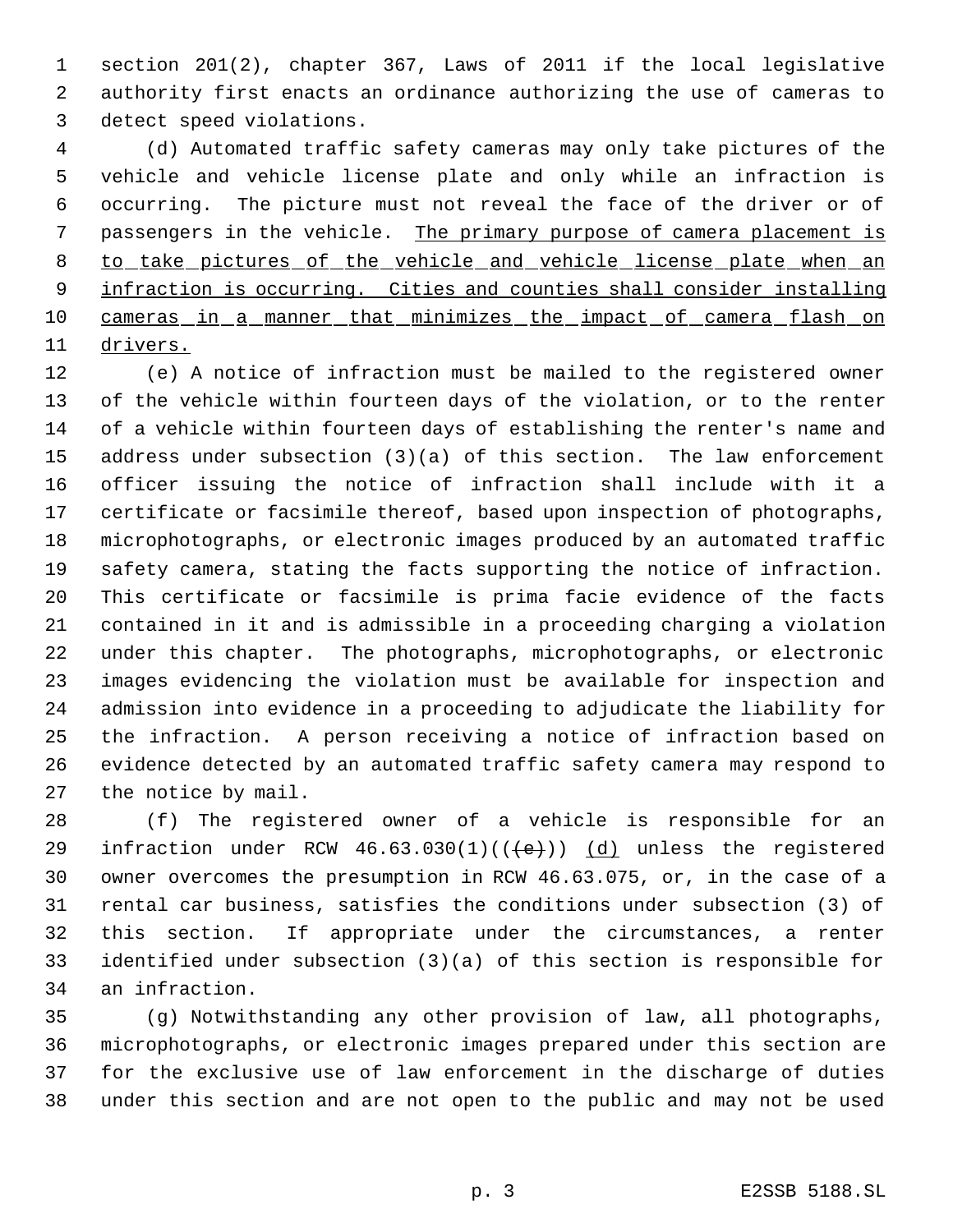section 201(2), chapter 367, Laws of 2011 if the local legislative authority first enacts an ordinance authorizing the use of cameras to detect speed violations.

(d) Automated traffic safety cameras may only take pictures of the vehicle and vehicle license plate and only while an infraction is occurring. The picture must not reveal the face of the driver or of passengers in the vehicle. <u>The primary purpose of camera placement is to take pictures of the vehicle and vehicle license plate when an infraction is occurring. Cities and counties shall consider installing cameras in a manner that minimizes the impact of camera flash on drivers.</u>

(e) A notice of infraction must be mailed to the registered owner of the vehicle within fourteen days of the violation, or to the renter of a vehicle within fourteen days of establishing the renter's name and address under subsection (3)(a) of this section. The law enforcement officer issuing the notice of infraction shall include with it a certificate or facsimile thereof, based upon inspection of photographs, microphotographs, or electronic images produced by an automated traffic safety camera, stating the facts supporting the notice of infraction. This certificate or facsimile is prima facie evidence of the facts contained in it and is admissible in a proceeding charging a violation under this chapter. The photographs, microphotographs, or electronic images evidencing the violation must be available for inspection and admission into evidence in a proceeding to adjudicate the liability for the infraction. A person receiving a notice of infraction based on evidence detected by an automated traffic safety camera may respond to the notice by mail.

(f) The registered owner of a vehicle is responsible for an infraction under RCW 46.63.030(1)((~~(e)~~)) <u>(d)</u> unless the registered owner overcomes the presumption in RCW 46.63.075, or, in the case of a rental car business, satisfies the conditions under subsection (3) of this section. If appropriate under the circumstances, a renter identified under subsection (3)(a) of this section is responsible for an infraction.

(g) Notwithstanding any other provision of law, all photographs, microphotographs, or electronic images prepared under this section are for the exclusive use of law enforcement in the discharge of duties under this section and are not open to the public and may not be used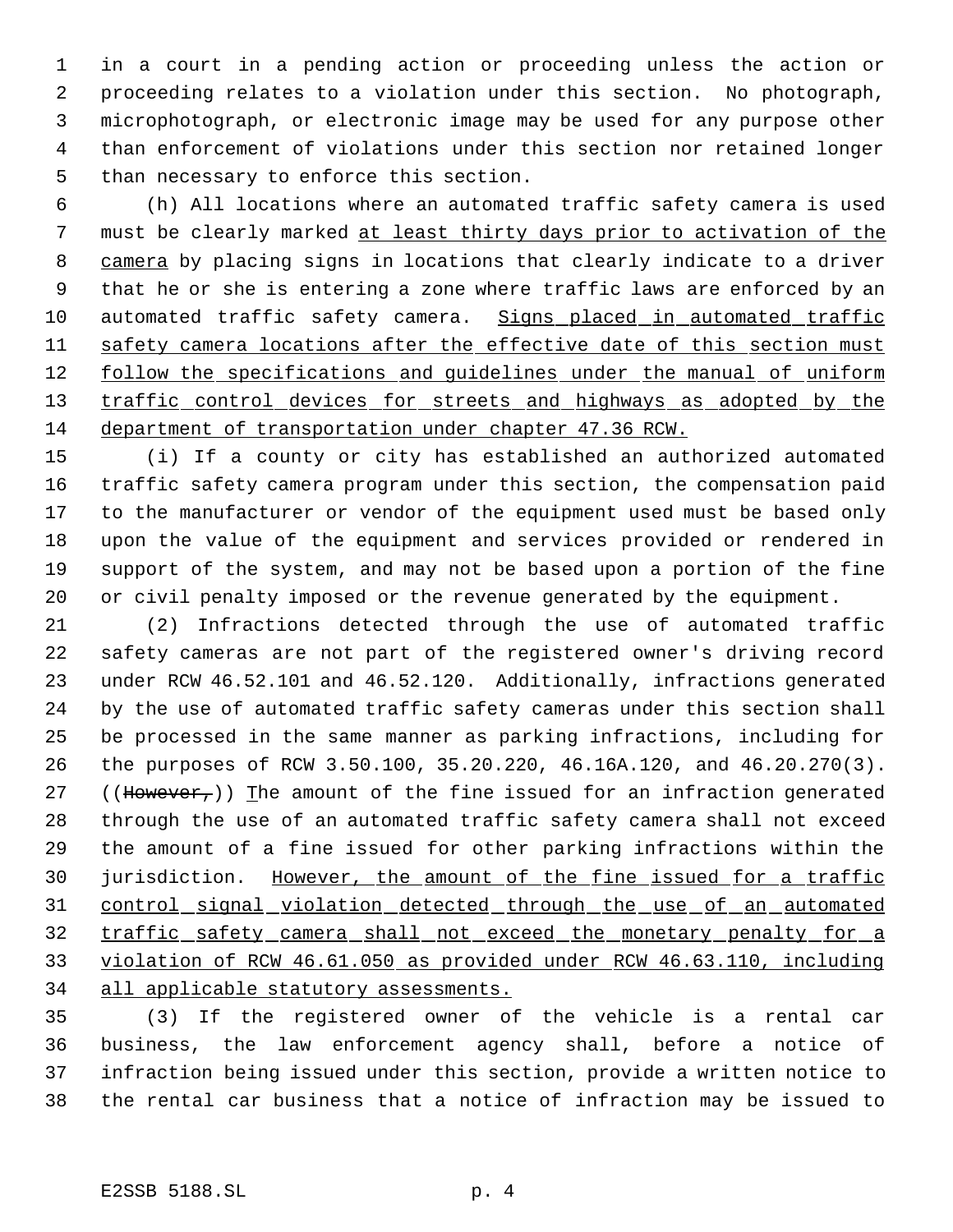in a court in a pending action or proceeding unless the action or proceeding relates to a violation under this section. No photograph, microphotograph, or electronic image may be used for any purpose other than enforcement of violations under this section nor retained longer than necessary to enforce this section.

(h) All locations where an automated traffic safety camera is used must be clearly marked at least thirty days prior to activation of the camera by placing signs in locations that clearly indicate to a driver that he or she is entering a zone where traffic laws are enforced by an automated traffic safety camera. Signs placed in automated traffic safety camera locations after the effective date of this section must follow the specifications and guidelines under the manual of uniform traffic control devices for streets and highways as adopted by the department of transportation under chapter 47.36 RCW.

(i) If a county or city has established an authorized automated traffic safety camera program under this section, the compensation paid to the manufacturer or vendor of the equipment used must be based only upon the value of the equipment and services provided or rendered in support of the system, and may not be based upon a portion of the fine or civil penalty imposed or the revenue generated by the equipment.

(2) Infractions detected through the use of automated traffic safety cameras are not part of the registered owner's driving record under RCW 46.52.101 and 46.52.120. Additionally, infractions generated by the use of automated traffic safety cameras under this section shall be processed in the same manner as parking infractions, including for the purposes of RCW 3.50.100, 35.20.220, 46.16A.120, and 46.20.270(3). ((~~However,~~)) The amount of the fine issued for an infraction generated through the use of an automated traffic safety camera shall not exceed the amount of a fine issued for other parking infractions within the jurisdiction. However, the amount of the fine issued for a traffic control signal violation detected through the use of an automated traffic safety camera shall not exceed the monetary penalty for a violation of RCW 46.61.050 as provided under RCW 46.63.110, including all applicable statutory assessments.

(3) If the registered owner of the vehicle is a rental car business, the law enforcement agency shall, before a notice of infraction being issued under this section, provide a written notice to the rental car business that a notice of infraction may be issued to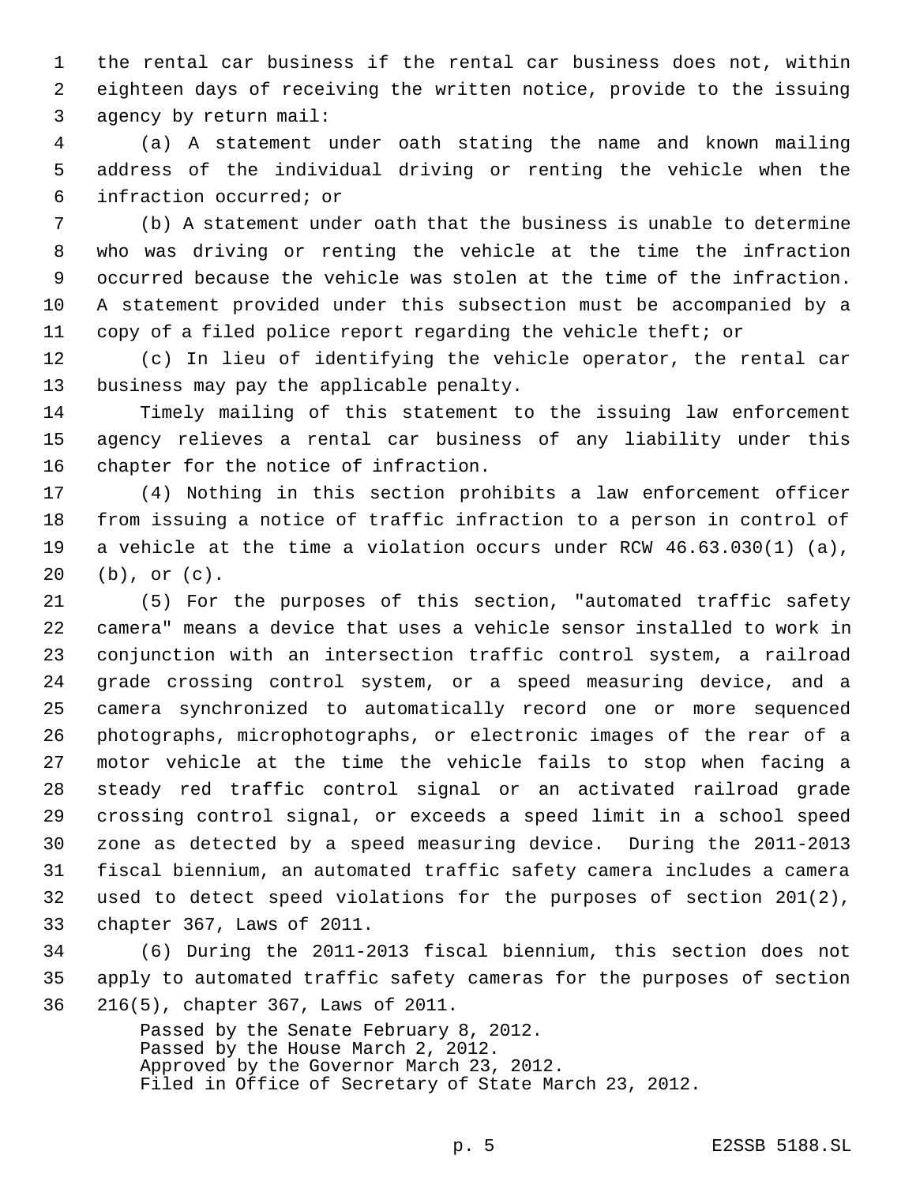the rental car business if the rental car business does not, within eighteen days of receiving the written notice, provide to the issuing agency by return mail:

(a) A statement under oath stating the name and known mailing address of the individual driving or renting the vehicle when the infraction occurred; or

(b) A statement under oath that the business is unable to determine who was driving or renting the vehicle at the time the infraction occurred because the vehicle was stolen at the time of the infraction. A statement provided under this subsection must be accompanied by a copy of a filed police report regarding the vehicle theft; or

(c) In lieu of identifying the vehicle operator, the rental car business may pay the applicable penalty.

Timely mailing of this statement to the issuing law enforcement agency relieves a rental car business of any liability under this chapter for the notice of infraction.

(4) Nothing in this section prohibits a law enforcement officer from issuing a notice of traffic infraction to a person in control of a vehicle at the time a violation occurs under RCW 46.63.030(1) (a), (b), or (c).

(5) For the purposes of this section, "automated traffic safety camera" means a device that uses a vehicle sensor installed to work in conjunction with an intersection traffic control system, a railroad grade crossing control system, or a speed measuring device, and a camera synchronized to automatically record one or more sequenced photographs, microphotographs, or electronic images of the rear of a motor vehicle at the time the vehicle fails to stop when facing a steady red traffic control signal or an activated railroad grade crossing control signal, or exceeds a speed limit in a school speed zone as detected by a speed measuring device. During the 2011-2013 fiscal biennium, an automated traffic safety camera includes a camera used to detect speed violations for the purposes of section 201(2), chapter 367, Laws of 2011.

(6) During the 2011-2013 fiscal biennium, this section does not apply to automated traffic safety cameras for the purposes of section 216(5), chapter 367, Laws of 2011.

Passed by the Senate February 8, 2012.
Passed by the House March 2, 2012.
Approved by the Governor March 23, 2012.
Filed in Office of Secretary of State March 23, 2012.